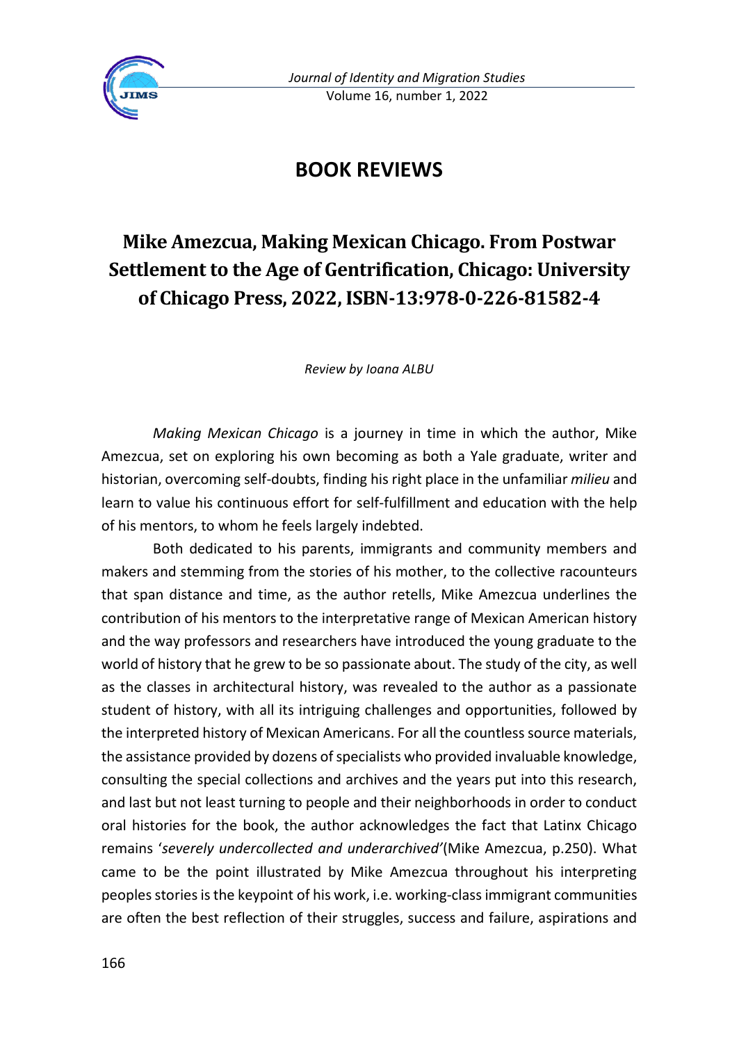# BOOK REVIEWS

## Mike Amezcua, Making Mexican Chicago. From Postwar Settlement to the Age of Gentrification, Chicago: University of Chicago Press, 2022, ISBN-13:978-0-226-81582-4

*Review by Ioana ALBU*

*Making Mexican Chicago* is a journey in time in which the author, Mike Amezcua, set on exploring his own becoming as both a Yale graduate, writer and historian, overcoming self-doubts, finding his right place in the unfamiliar *milieu* and learn to value his continuous effort for self-fulfillment and education with the help of his mentors, to whom he feels largely indebted.

Both dedicated to his parents, immigrants and community members and makers and stemming from the stories of his mother, to the collective racounteurs that span distance and time, as the author retells, Mike Amezcua underlines the contribution of his mentors to the interpretative range of Mexican American history and the way professors and researchers have introduced the young graduate to the world of history that he grew to be so passionate about. The study of the city, as well as the classes in architectural history, was revealed to the author as a passionate student of history, with all its intriguing challenges and opportunities, followed by the interpreted history of Mexican Americans. For all the countless source materials, the assistance provided by dozens of specialists who provided invaluable knowledge, consulting the special collections and archives and the years put into this research, and last but not least turning to people and their neighborhoods in order to conduct oral histories for the book, the author acknowledges the fact that Latinx Chicago remains '*severely undercollected and underarchived'*(Mike Amezcua, p.250). What came to be the point illustrated by Mike Amezcua throughout his interpreting peoples stories is the keypoint of his work, i.e. working-class immigrant communities are often the best reflection of their struggles, success and failure, aspirations and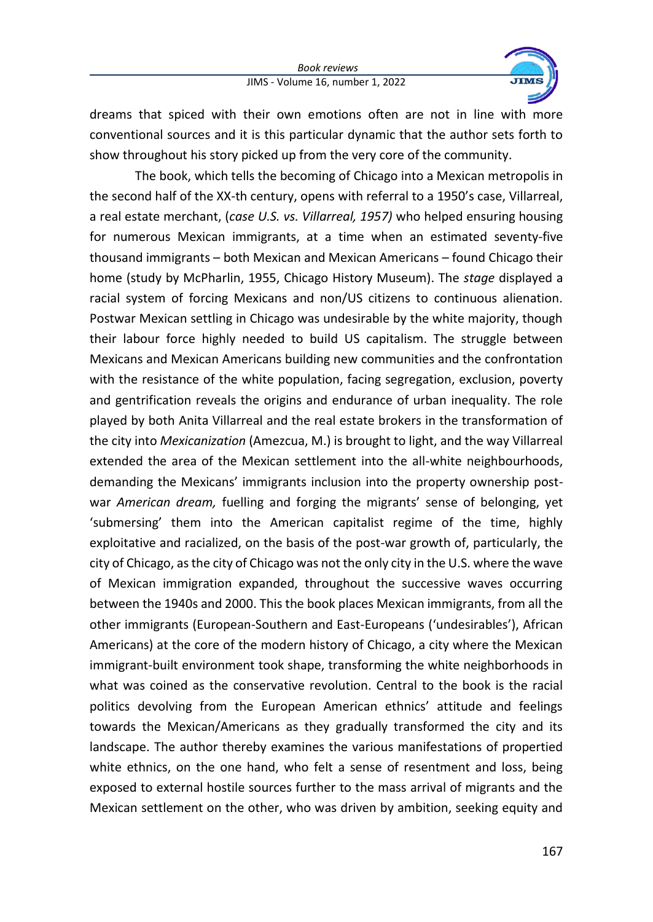dreams that spiced with their own emotions often are not in line with more conventional sources and it is this particular dynamic that the author sets forth to show throughout his story picked up from the very core of the community.

The book, which tells the becoming of Chicago into a Mexican metropolis in the second half of the XX-th century, opens with referral to a 1950's case, Villarreal, a real estate merchant, (*case U.S. vs. Villarreal, 1957)* who helped ensuring housing for numerous Mexican immigrants, at a time when an estimated seventy-five thousand immigrants – both Mexican and Mexican Americans – found Chicago their home (study by McPharlin, 1955, Chicago History Museum). The *stage* displayed a racial system of forcing Mexicans and non/US citizens to continuous alienation. Postwar Mexican settling in Chicago was undesirable by the white majority, though their labour force highly needed to build US capitalism. The struggle between Mexicans and Mexican Americans building new communities and the confrontation with the resistance of the white population, facing segregation, exclusion, poverty and gentrification reveals the origins and endurance of urban inequality. The role played by both Anita Villarreal and the real estate brokers in the transformation of the city into *Mexicanization* (Amezcua, M.) is brought to light, and the way Villarreal extended the area of the Mexican settlement into the all-white neighbourhoods, demanding the Mexicans' immigrants inclusion into the property ownership post-war *American dream,* fuelling and forging the migrants' sense of belonging, yet 'submersing' them into the American capitalist regime of the time, highly exploitative and racialized, on the basis of the post-war growth of, particularly, the city of Chicago, as the city of Chicago was not the only city in the U.S. where the wave of Mexican immigration expanded, throughout the successive waves occurring between the 1940s and 2000. This the book places Mexican immigrants, from all the other immigrants (European-Southern and East-Europeans ('undesirables'), African Americans) at the core of the modern history of Chicago, a city where the Mexican immigrant-built environment took shape, transforming the white neighborhoods in what was coined as the conservative revolution. Central to the book is the racial politics devolving from the European American ethnics' attitude and feelings towards the Mexican/Americans as they gradually transformed the city and its landscape. The author thereby examines the various manifestations of propertied white ethnics, on the one hand, who felt a sense of resentment and loss, being exposed to external hostile sources further to the mass arrival of migrants and the Mexican settlement on the other, who was driven by ambition, seeking equity and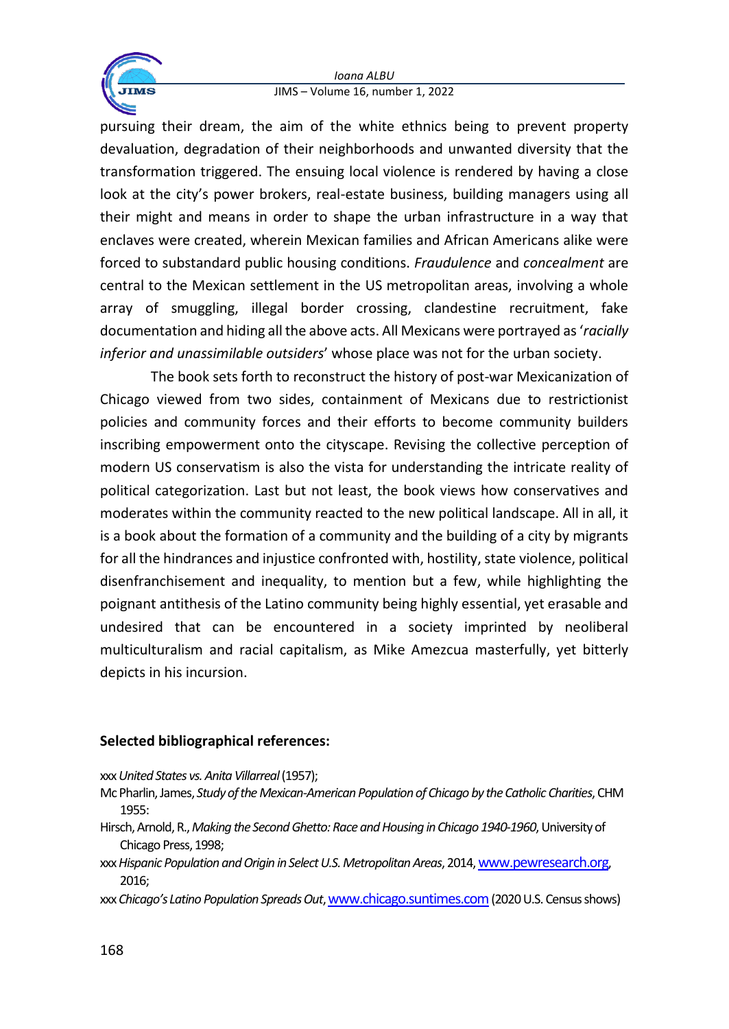pursuing their dream, the aim of the white ethnics being to prevent property devaluation, degradation of their neighborhoods and unwanted diversity that the transformation triggered. The ensuing local violence is rendered by having a close look at the city's power brokers, real-estate business, building managers using all their might and means in order to shape the urban infrastructure in a way that enclaves were created, wherein Mexican families and African Americans alike were forced to substandard public housing conditions. *Fraudulence* and *concealment* are central to the Mexican settlement in the US metropolitan areas, involving a whole array of smuggling, illegal border crossing, clandestine recruitment, fake documentation and hiding all the above acts. All Mexicans were portrayed as '*racially inferior and unassimilable outsiders*' whose place was not for the urban society.

The book sets forth to reconstruct the history of post-war Mexicanization of Chicago viewed from two sides, containment of Mexicans due to restrictionist policies and community forces and their efforts to become community builders inscribing empowerment onto the cityscape. Revising the collective perception of modern US conservatism is also the vista for understanding the intricate reality of political categorization. Last but not least, the book views how conservatives and moderates within the community reacted to the new political landscape. All in all, it is a book about the formation of a community and the building of a city by migrants for all the hindrances and injustice confronted with, hostility, state violence, political disenfranchisement and inequality, to mention but a few, while highlighting the poignant antithesis of the Latino community being highly essential, yet erasable and undesired that can be encountered in a society imprinted by neoliberal multiculturalism and racial capitalism, as Mike Amezcua masterfully, yet bitterly depicts in his incursion.

**Selected bibliographical references:**

xxx *United States vs. Anita Villarreal* (1957);

Mc Pharlin, James, *Study of the Mexican-American Population of Chicago by the Catholic Charities*, CHM 1955:

Hirsch, Arnold, R., *Making the Second Ghetto: Race and Housing in Chicago 1940-1960*, University of Chicago Press, 1998;

xxx *Hispanic Population and Origin in Select U.S. Metropolitan Areas*, 2014, www.pewresearch.org, 2016;

xxx *Chicago's Latino Population Spreads Out*, www.chicago.suntimes.com (2020 U.S. Census shows)